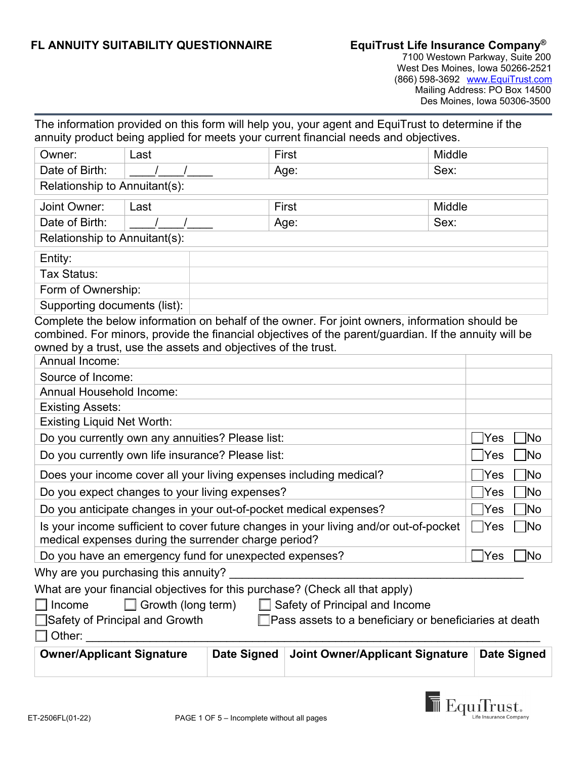# FL ANNUITY SUITABILITY QUESTIONNAIRE

**EquiTrust Life Insurance Company®**
7100 Westown Parkway, Suite 200
West Des Moines, Iowa 50266-2521
(866) 598-3692 www.EquiTrust.com
Mailing Address: PO Box 14500
Des Moines, Iowa 50306-3500

The information provided on this form will help you, your agent and EquiTrust to determine if the annuity product being applied for meets your current financial needs and objectives.

| Owner: | Last | First | Middle |
|---|---|---|---|
| Date of Birth: | ____/____/____ | Age: | Sex: |
| Relationship to Annuitant(s): | | | |

| Joint Owner: | Last | First | Middle |
|---|---|---|---|
| Date of Birth: | ____/____/____ | Age: | Sex: |
| Relationship to Annuitant(s): | | | |

| | |
|---|---|
| Entity: | |
| Tax Status: | |
| Form of Ownership: | |
| Supporting documents (list): | |

Complete the below information on behalf of the owner. For joint owners, information should be combined. For minors, provide the financial objectives of the parent/guardian. If the annuity will be owned by a trust, use the assets and objectives of the trust.

| | |
|---|---|
| Annual Income: | |
| Source of Income: | |
| Annual Household Income: | |
| Existing Assets: | |
| Existing Liquid Net Worth: | |
| Do you currently own any annuities? Please list: | ☐ Yes ☐ No |
| Do you currently own life insurance? Please list: | ☐ Yes ☐ No |
| Does your income cover all your living expenses including medical? | ☐ Yes ☐ No |
| Do you expect changes to your living expenses? | ☐ Yes ☐ No |
| Do you anticipate changes in your out-of-pocket medical expenses? | ☐ Yes ☐ No |
| Is your income sufficient to cover future changes in your living and/or out-of-pocket medical expenses during the surrender charge period? | ☐ Yes ☐ No |
| Do you have an emergency fund for unexpected expenses? | ☐ Yes ☐ No |

Why are you purchasing this annuity? ______________________________________________

What are your financial objectives for this purchase? (Check all that apply)

☐ Income ☐ Growth (long term) ☐ Safety of Principal and Income
☐ Safety of Principal and Growth ☐ Pass assets to a beneficiary or beneficiaries at death
☐ Other: ______________________________________________________________

| Owner/Applicant Signature | Date Signed | Joint Owner/Applicant Signature | Date Signed |
|---|---|---|---|
| | | | |

ET-2506FL(01-22)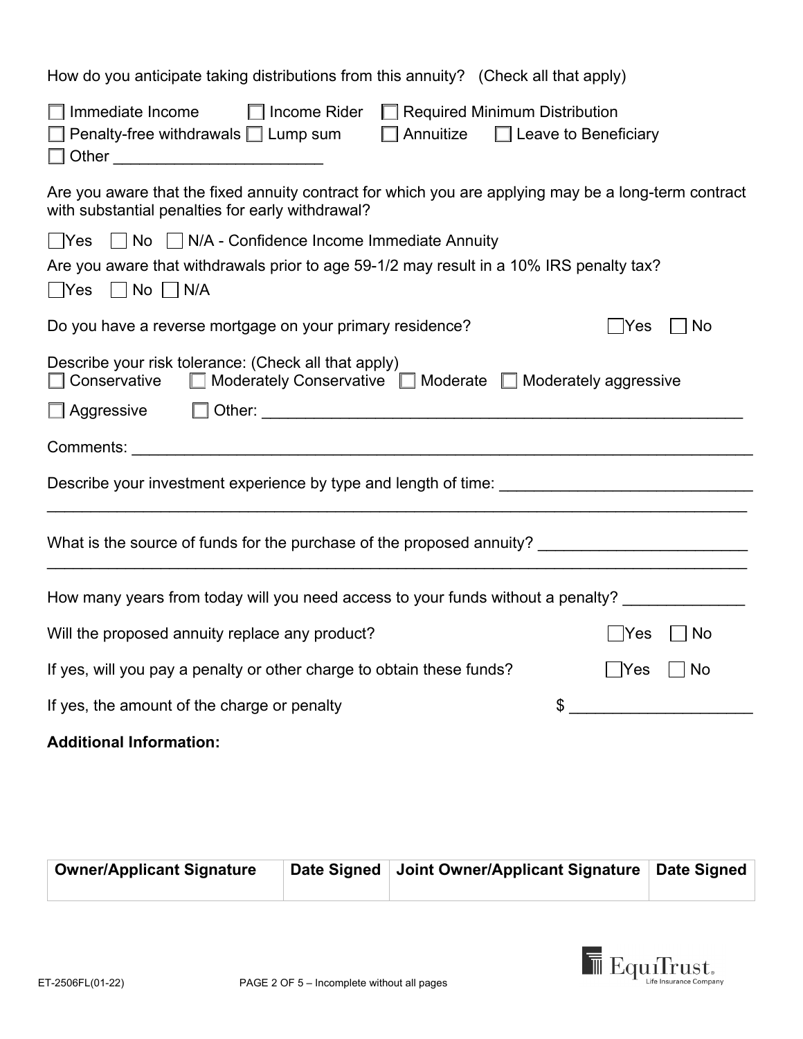How do you anticipate taking distributions from this annuity? (Check all that apply)

☐ Immediate Income ☐ Income Rider ☐ Required Minimum Distribution
☐ Penalty-free withdrawals ☐ Lump sum ☐ Annuitize ☐ Leave to Beneficiary
☐ Other ________________________

Are you aware that the fixed annuity contract for which you are applying may be a long-term contract with substantial penalties for early withdrawal?

☐ Yes ☐ No ☐ N/A - Confidence Income Immediate Annuity

Are you aware that withdrawals prior to age 59-1/2 may result in a 10% IRS penalty tax?

☐ Yes ☐ No ☐ N/A

Do you have a reverse mortgage on your primary residence? ☐ Yes ☐ No

Describe your risk tolerance: (Check all that apply)
☐ Conservative ☐ Moderately Conservative ☐ Moderate ☐ Moderately aggressive
☐ Aggressive ☐ Other: ________________________________________________________

Comments: ________________________________________________________________

Describe your investment experience by type and length of time: ____________________________
_____________________________________________________________________________

What is the source of funds for the purchase of the proposed annuity? ________________________
_____________________________________________________________________________

How many years from today will you need access to your funds without a penalty? ______________

Will the proposed annuity replace any product? ☐ Yes ☐ No

If yes, will you pay a penalty or other charge to obtain these funds? ☐ Yes ☐ No

If yes, the amount of the charge or penalty $ ____________________

**Additional Information:**

| Owner/Applicant Signature | Date Signed | Joint Owner/Applicant Signature | Date Signed |
|---|---|---|---|
| | | | |

ET-2506FL(01-22)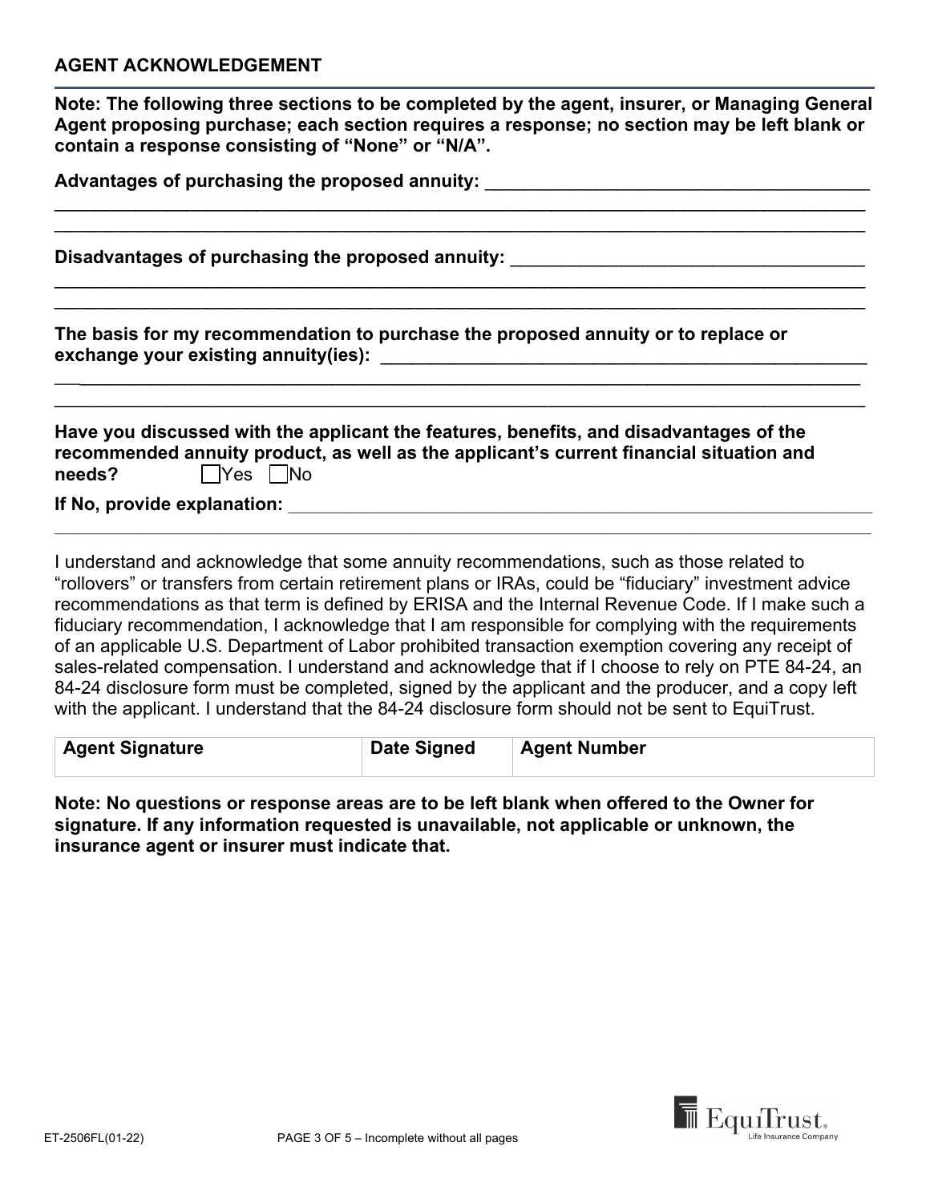## AGENT ACKNOWLEDGEMENT

**Note: The following three sections to be completed by the agent, insurer, or Managing General Agent proposing purchase; each section requires a response; no section may be left blank or contain a response consisting of "None" or "N/A".**

**Advantages of purchasing the proposed annuity:** ______________________________________
______________________________________________________________________________
______________________________________________________________________________

**Disadvantages of purchasing the proposed annuity:** ____________________________________
______________________________________________________________________________
______________________________________________________________________________

**The basis for my recommendation to purchase the proposed annuity or to replace or exchange your existing annuity(ies):** ______________________________________________
______________________________________________________________________________
______________________________________________________________________________

**Have you discussed with the applicant the features, benefits, and disadvantages of the recommended annuity product, as well as the applicant's current financial situation and needs?** ☐ Yes ☐ No

**If No, provide explanation:** ______________________________________________________
______________________________________________________________________________

I understand and acknowledge that some annuity recommendations, such as those related to "rollovers" or transfers from certain retirement plans or IRAs, could be "fiduciary" investment advice recommendations as that term is defined by ERISA and the Internal Revenue Code. If I make such a fiduciary recommendation, I acknowledge that I am responsible for complying with the requirements of an applicable U.S. Department of Labor prohibited transaction exemption covering any receipt of sales-related compensation. I understand and acknowledge that if I choose to rely on PTE 84-24, an 84-24 disclosure form must be completed, signed by the applicant and the producer, and a copy left with the applicant. I understand that the 84-24 disclosure form should not be sent to EquiTrust.

| Agent Signature | Date Signed | Agent Number |
|---|---|---|
| | | |

**Note: No questions or response areas are to be left blank when offered to the Owner for signature. If any information requested is unavailable, not applicable or unknown, the insurance agent or insurer must indicate that.**

ET-2506FL(01-22)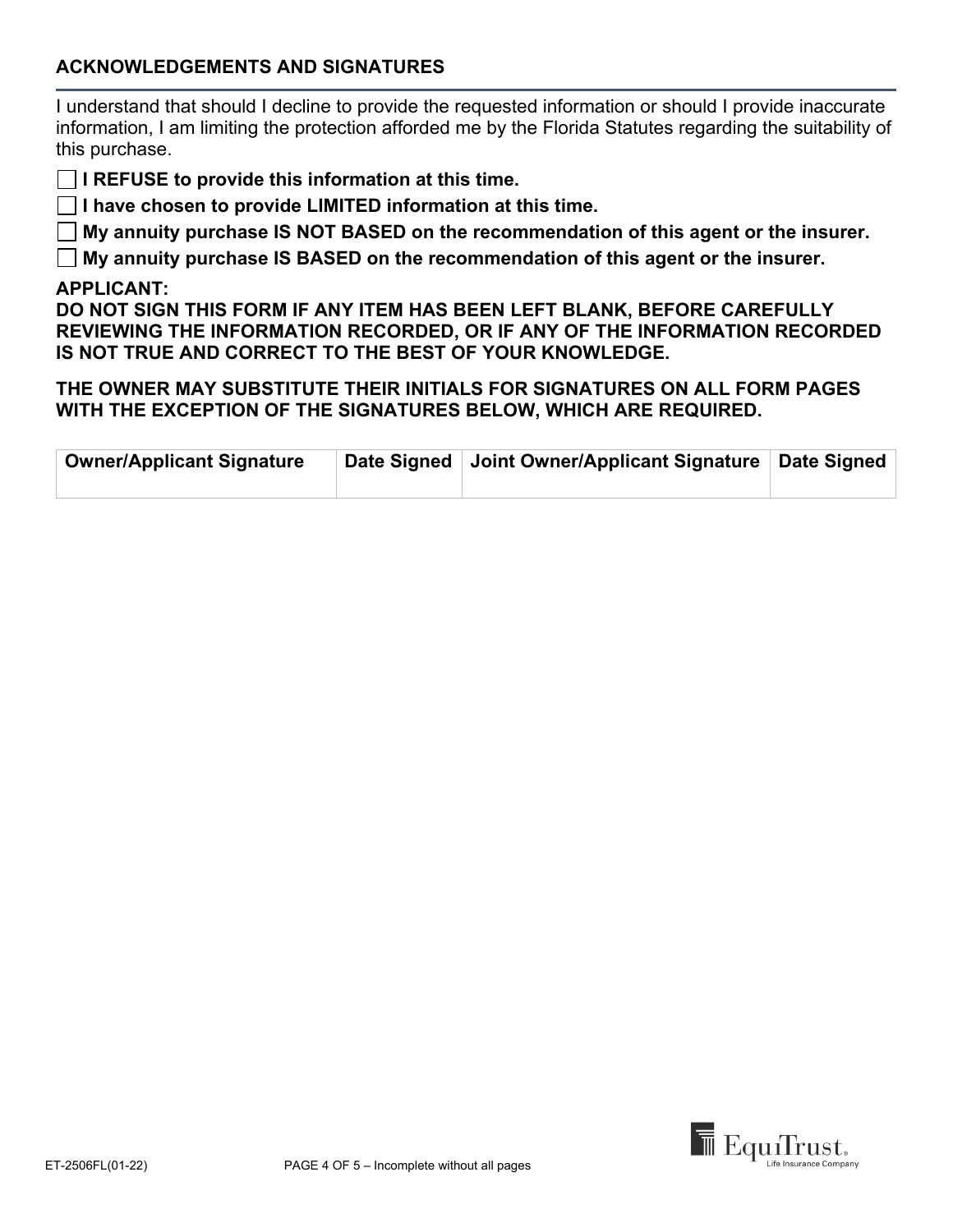## ACKNOWLEDGEMENTS AND SIGNATURES

I understand that should I decline to provide the requested information or should I provide inaccurate information, I am limiting the protection afforded me by the Florida Statutes regarding the suitability of this purchase.

- ☐ **I REFUSE to provide this information at this time.**
- ☐ **I have chosen to provide LIMITED information at this time.**
- ☐ **My annuity purchase IS NOT BASED on the recommendation of this agent or the insurer.**
- ☐ **My annuity purchase IS BASED on the recommendation of this agent or the insurer.**

**APPLICANT:**
**DO NOT SIGN THIS FORM IF ANY ITEM HAS BEEN LEFT BLANK, BEFORE CAREFULLY REVIEWING THE INFORMATION RECORDED, OR IF ANY OF THE INFORMATION RECORDED IS NOT TRUE AND CORRECT TO THE BEST OF YOUR KNOWLEDGE.**

**THE OWNER MAY SUBSTITUTE THEIR INITIALS FOR SIGNATURES ON ALL FORM PAGES WITH THE EXCEPTION OF THE SIGNATURES BELOW, WHICH ARE REQUIRED.**

| Owner/Applicant Signature | Date Signed | Joint Owner/Applicant Signature | Date Signed |
|---|---|---|---|
| | | | |

ET-2506FL(01-22)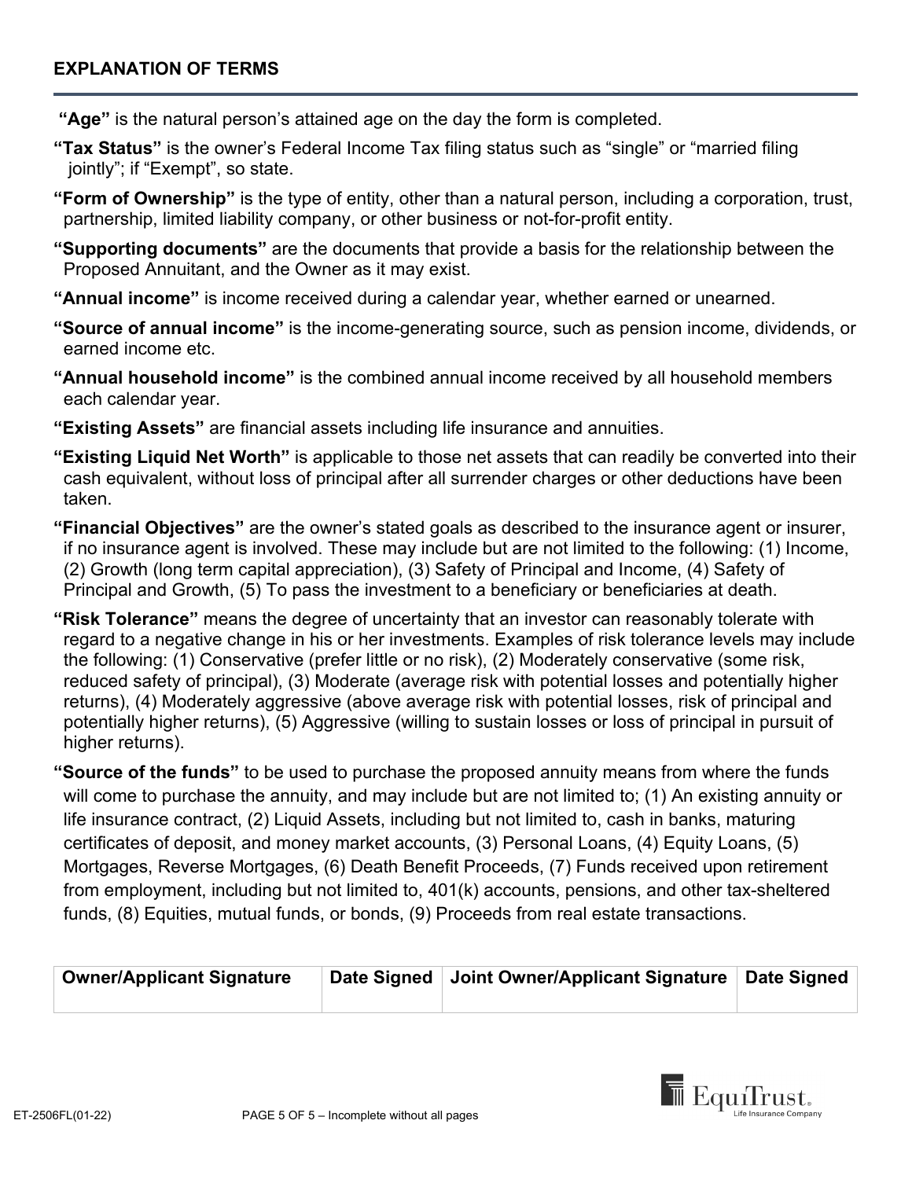## EXPLANATION OF TERMS

**"Age"** is the natural person's attained age on the day the form is completed.

**"Tax Status"** is the owner's Federal Income Tax filing status such as "single" or "married filing jointly"; if "Exempt", so state.

**"Form of Ownership"** is the type of entity, other than a natural person, including a corporation, trust, partnership, limited liability company, or other business or not-for-profit entity.

**"Supporting documents"** are the documents that provide a basis for the relationship between the Proposed Annuitant, and the Owner as it may exist.

**"Annual income"** is income received during a calendar year, whether earned or unearned.

**"Source of annual income"** is the income-generating source, such as pension income, dividends, or earned income etc.

**"Annual household income"** is the combined annual income received by all household members each calendar year.

**"Existing Assets"** are financial assets including life insurance and annuities.

**"Existing Liquid Net Worth"** is applicable to those net assets that can readily be converted into their cash equivalent, without loss of principal after all surrender charges or other deductions have been taken.

**"Financial Objectives"** are the owner's stated goals as described to the insurance agent or insurer, if no insurance agent is involved. These may include but are not limited to the following: (1) Income, (2) Growth (long term capital appreciation), (3) Safety of Principal and Income, (4) Safety of Principal and Growth, (5) To pass the investment to a beneficiary or beneficiaries at death.

**"Risk Tolerance"** means the degree of uncertainty that an investor can reasonably tolerate with regard to a negative change in his or her investments. Examples of risk tolerance levels may include the following: (1) Conservative (prefer little or no risk), (2) Moderately conservative (some risk, reduced safety of principal), (3) Moderate (average risk with potential losses and potentially higher returns), (4) Moderately aggressive (above average risk with potential losses, risk of principal and potentially higher returns), (5) Aggressive (willing to sustain losses or loss of principal in pursuit of higher returns).

**"Source of the funds"** to be used to purchase the proposed annuity means from where the funds will come to purchase the annuity, and may include but are not limited to; (1) An existing annuity or life insurance contract, (2) Liquid Assets, including but not limited to, cash in banks, maturing certificates of deposit, and money market accounts, (3) Personal Loans, (4) Equity Loans, (5) Mortgages, Reverse Mortgages, (6) Death Benefit Proceeds, (7) Funds received upon retirement from employment, including but not limited to, 401(k) accounts, pensions, and other tax-sheltered funds, (8) Equities, mutual funds, or bonds, (9) Proceeds from real estate transactions.

| Owner/Applicant Signature | Date Signed | Joint Owner/Applicant Signature | Date Signed |
| --- | --- | --- | --- |
| | | | |

ET-2506FL(01-22)

EquiTrust Life Insurance Company